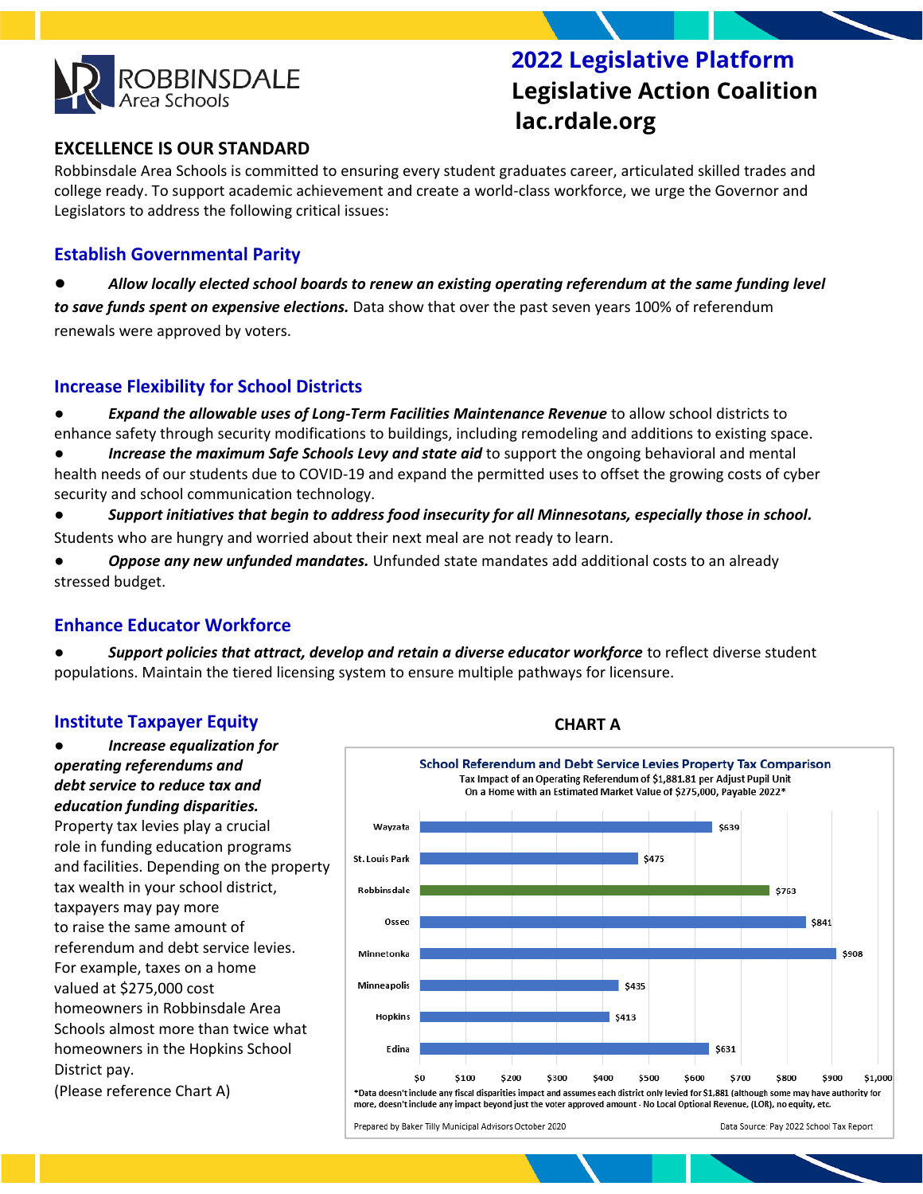ROBBINSDALE Area Schools

# 2022 Legislative Platform
## Legislative Action Coalition
## lac.rdale.org

**EXCELLENCE IS OUR STANDARD**

Robbinsdale Area Schools is committed to ensuring every student graduates career, articulated skilled trades and college ready. To support academic achievement and create a world-class workforce, we urge the Governor and Legislators to address the following critical issues:

### Establish Governmental Parity

- ***Allow locally elected school boards to renew an existing operating referendum at the same funding level to save funds spent on expensive elections.*** Data show that over the past seven years 100% of referendum renewals were approved by voters.

### Increase Flexibility for School Districts

- ***Expand the allowable uses of Long-Term Facilities Maintenance Revenue*** to allow school districts to enhance safety through security modifications to buildings, including remodeling and additions to existing space.
- ***Increase the maximum Safe Schools Levy and state aid*** to support the ongoing behavioral and mental health needs of our students due to COVID-19 and expand the permitted uses to offset the growing costs of cyber security and school communication technology.
- ***Support initiatives that begin to address food insecurity for all Minnesotans, especially those in school.*** Students who are hungry and worried about their next meal are not ready to learn.
- ***Oppose any new unfunded mandates.*** Unfunded state mandates add additional costs to an already stressed budget.

### Enhance Educator Workforce

- ***Support policies that attract, develop and retain a diverse educator workforce*** to reflect diverse student populations. Maintain the tiered licensing system to ensure multiple pathways for licensure.

### Institute Taxpayer Equity

- ***Increase equalization for operating referendums and debt service to reduce tax and education funding disparities.*** Property tax levies play a crucial role in funding education programs and facilities. Depending on the property tax wealth in your school district, taxpayers may pay more to raise the same amount of referendum and debt service levies. For example, taxes on a home valued at $275,000 cost homeowners in Robbinsdale Area Schools almost more than twice what homeowners in the Hopkins School District pay. (Please reference Chart A)

**CHART A**

**School Referendum and Debt Service Levies Property Tax Comparison**
Tax Impact of an Operating Referendum of $1,881.81 per Adjust Pupil Unit
On a Home with an Estimated Market Value of $275,000, Payable 2022*

| District | Tax Impact |
|---|---|
| Wayzata | $639 |
| St. Louis Park | $475 |
| Robbinsdale | $763 |
| Osseo | $841 |
| Minnetonka | $908 |
| Minneapolis | $435 |
| Hopkins | $413 |
| Edina | $631 |

*Data doesn't include any fiscal disparities impact and assumes each district only levied for $1,881 (although some may have authority for more, doesn't include any impact beyond just the voter approved amount - No Local Optional Revenue, (LOR), no equity, etc.

Prepared by Baker Tilly Municipal Advisors October 2020 — Data Source: Pay 2022 School Tax Report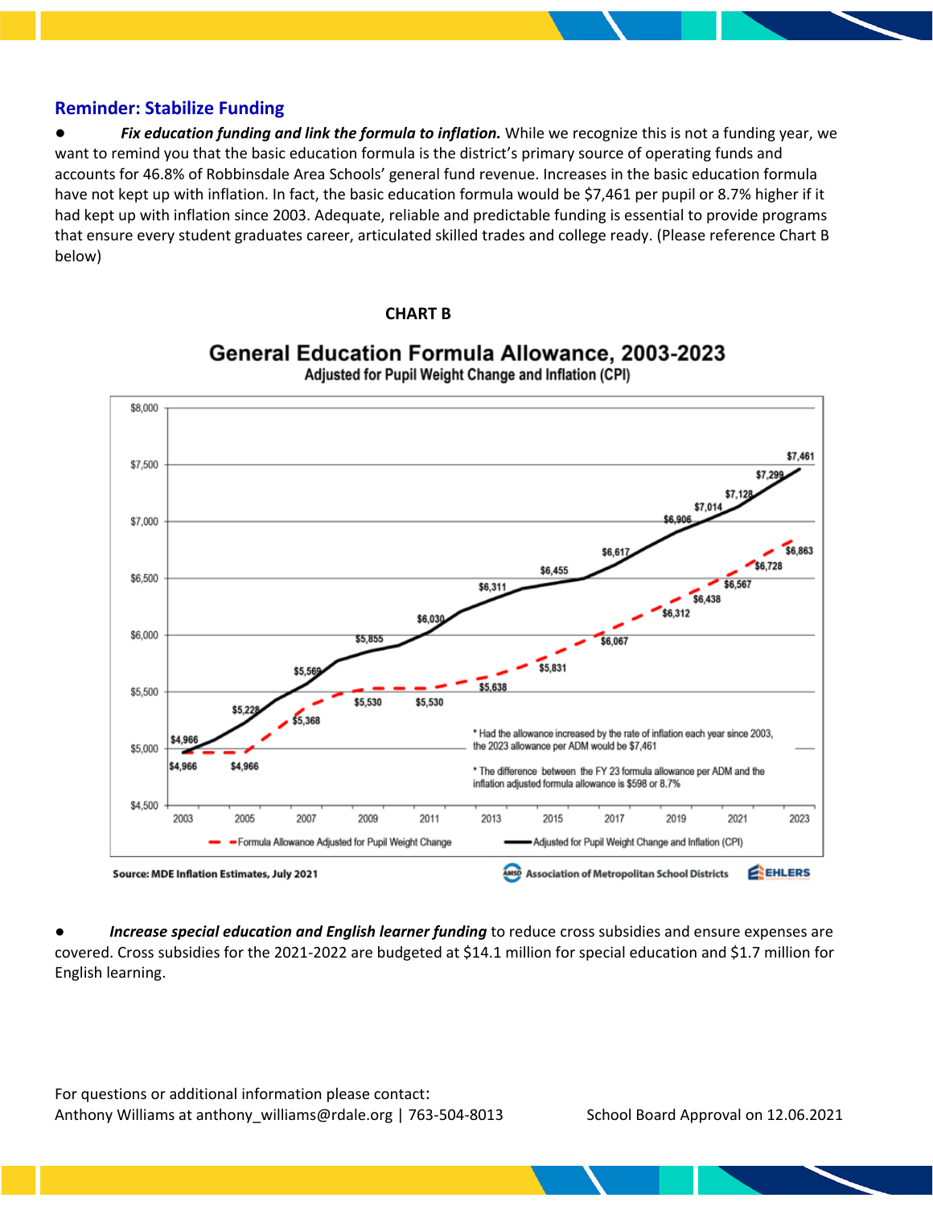## Reminder: Stabilize Funding

- ***Fix education funding and link the formula to inflation.*** While we recognize this is not a funding year, we want to remind you that the basic education formula is the district's primary source of operating funds and accounts for 46.8% of Robbinsdale Area Schools' general fund revenue. Increases in the basic education formula have not kept up with inflation. In fact, the basic education formula would be $7,461 per pupil or 8.7% higher if it had kept up with inflation since 2003. Adequate, reliable and predictable funding is essential to provide programs that ensure every student graduates career, articulated skilled trades and college ready. (Please reference Chart B below)

**CHART B**

**General Education Formula Allowance, 2003-2023**

Adjusted for Pupil Weight Change and Inflation (CPI)

$8,000
$7,500
$7,000
$6,500
$6,000
$5,500
$5,000
$4,500

2003 2005 2007 2009 2011 2013 2015 2017 2019 2021 2023

$4,966 $5,228 $5,569 $5,855 $6,030 $6,311 $6,455 $6,617 $6,906 $7,014 $7,128 $7,299 $7,461

$4,966 $4,966 $5,368 $5,530 $5,530 $5,638 $5,831 $6,067 $6,312 $6,438 $6,567 $6,728 $6,863

\* Had the allowance increased by the rate of inflation each year since 2003, the 2023 allowance per ADM would be $7,461

\* The difference between the FY 23 formula allowance per ADM and the inflation adjusted formula allowance is $598 or 8.7%

Formula Allowance Adjusted for Pupil Weight Change

Adjusted for Pupil Weight Change and Inflation (CPI)

Source: MDE Inflation Estimates, July 2021

AMSD Association of Metropolitan School Districts

EHLERS

- ***Increase special education and English learner funding*** to reduce cross subsidies and ensure expenses are covered. Cross subsidies for the 2021-2022 are budgeted at $14.1 million for special education and $1.7 million for English learning.

For questions or additional information please contact:
Anthony Williams at anthony_williams@rdale.org | 763-504-8013

School Board Approval on 12.06.2021